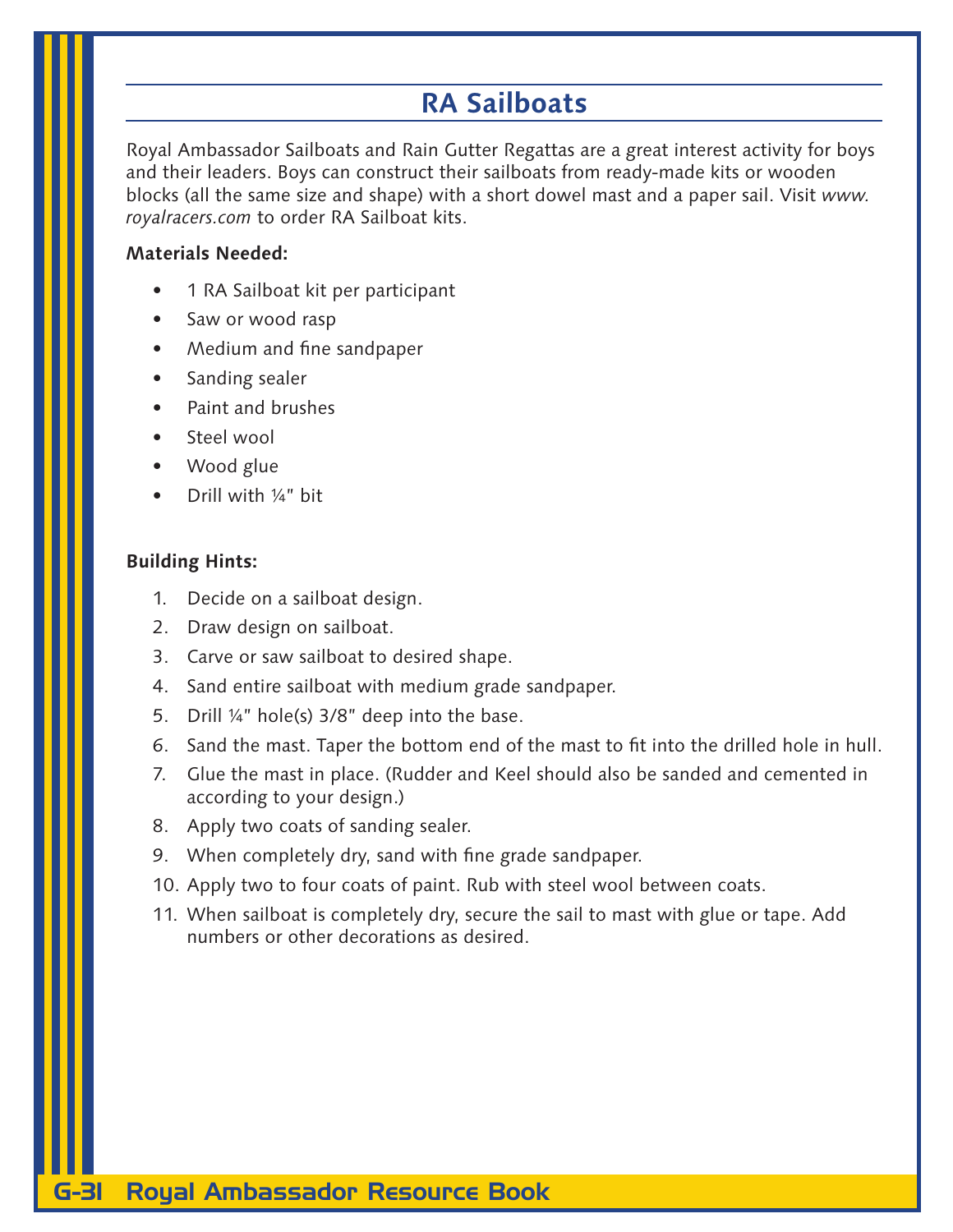# RA Sailboats

Royal Ambassador Sailboats and Rain Gutter Regattas are a great interest activity for boys and their leaders. Boys can construct their sailboats from ready-made kits or wooden blocks (all the same size and shape) with a short dowel mast and a paper sail. Visit *www.royalracers.com* to order RA Sailboat kits.

**Materials Needed:**

- 1 RA Sailboat kit per participant
- Saw or wood rasp
- Medium and fine sandpaper
- Sanding sealer
- Paint and brushes
- Steel wool
- Wood glue
- Drill with ¼" bit

**Building Hints:**

1. Decide on a sailboat design.
2. Draw design on sailboat.
3. Carve or saw sailboat to desired shape.
4. Sand entire sailboat with medium grade sandpaper.
5. Drill ¼" hole(s) 3/8" deep into the base.
6. Sand the mast. Taper the bottom end of the mast to fit into the drilled hole in hull.
7. Glue the mast in place. (Rudder and Keel should also be sanded and cemented in according to your design.)
8. Apply two coats of sanding sealer.
9. When completely dry, sand with fine grade sandpaper.
10. Apply two to four coats of paint. Rub with steel wool between coats.
11. When sailboat is completely dry, secure the sail to mast with glue or tape. Add numbers or other decorations as desired.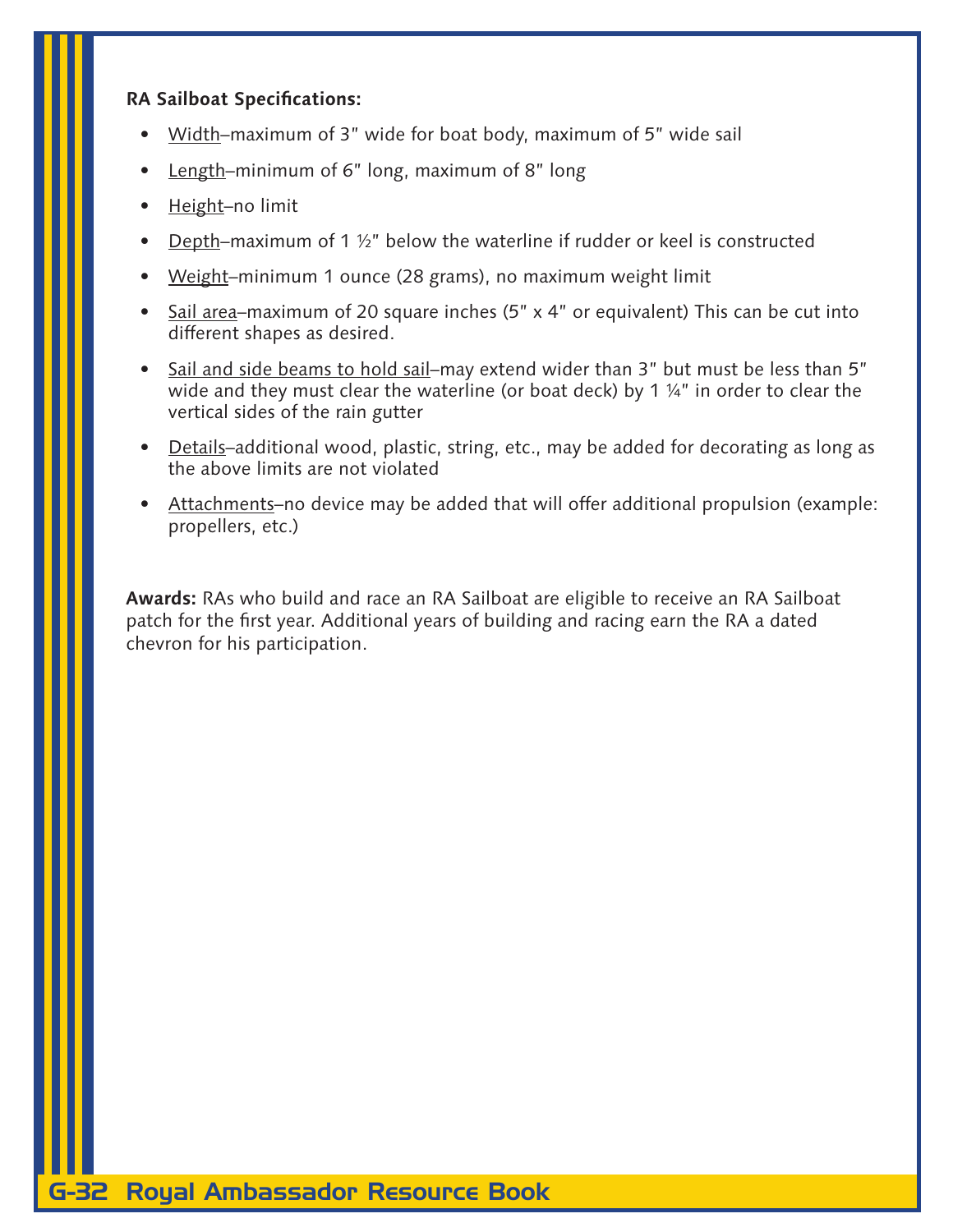**RA Sailboat Specifications:**

- Width–maximum of 3" wide for boat body, maximum of 5" wide sail
- Length–minimum of 6" long, maximum of 8" long
- Height–no limit
- Depth–maximum of 1 ½" below the waterline if rudder or keel is constructed
- Weight–minimum 1 ounce (28 grams), no maximum weight limit
- Sail area–maximum of 20 square inches (5" x 4" or equivalent) This can be cut into different shapes as desired.
- Sail and side beams to hold sail–may extend wider than 3" but must be less than 5" wide and they must clear the waterline (or boat deck) by 1 ¼" in order to clear the vertical sides of the rain gutter
- Details–additional wood, plastic, string, etc., may be added for decorating as long as the above limits are not violated
- Attachments–no device may be added that will offer additional propulsion (example: propellers, etc.)

**Awards:** RAs who build and race an RA Sailboat are eligible to receive an RA Sailboat patch for the first year. Additional years of building and racing earn the RA a dated chevron for his participation.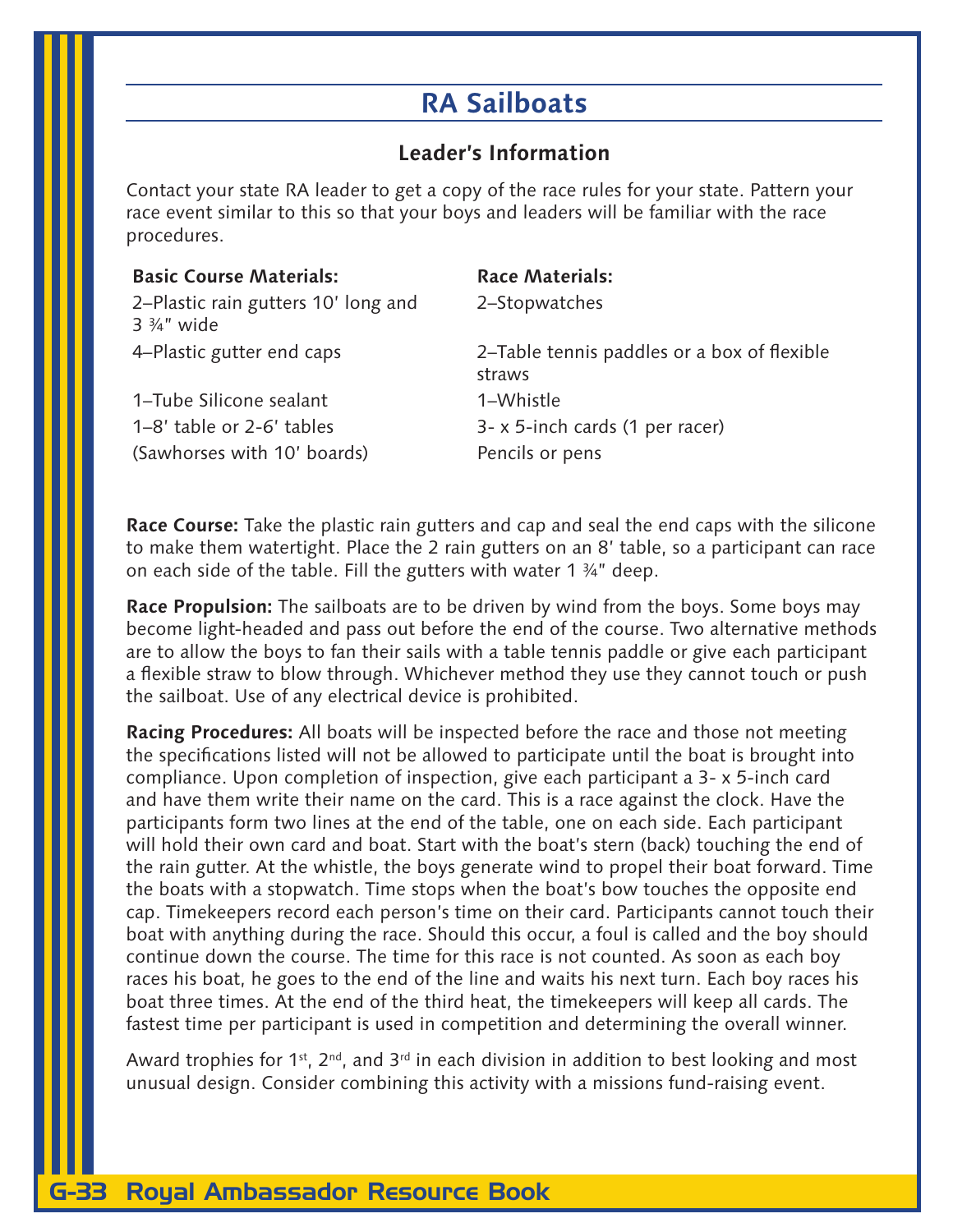# RA Sailboats

## Leader's Information

Contact your state RA leader to get a copy of the race rules for your state. Pattern your race event similar to this so that your boys and leaders will be familiar with the race procedures.

| **Basic Course Materials:** | **Race Materials:** |
|---|---|
| 2–Plastic rain gutters 10' long and 3 ¾" wide | 2–Stopwatches |
| 4–Plastic gutter end caps | 2–Table tennis paddles or a box of flexible straws |
| 1–Tube Silicone sealant | 1–Whistle |
| 1–8' table or 2-6' tables | 3- x 5-inch cards (1 per racer) |
| (Sawhorses with 10' boards) | Pencils or pens |

**Race Course:** Take the plastic rain gutters and cap and seal the end caps with the silicone to make them watertight. Place the 2 rain gutters on an 8' table, so a participant can race on each side of the table. Fill the gutters with water 1 ¾" deep.

**Race Propulsion:** The sailboats are to be driven by wind from the boys. Some boys may become light-headed and pass out before the end of the course. Two alternative methods are to allow the boys to fan their sails with a table tennis paddle or give each participant a flexible straw to blow through. Whichever method they use they cannot touch or push the sailboat. Use of any electrical device is prohibited.

**Racing Procedures:** All boats will be inspected before the race and those not meeting the specifications listed will not be allowed to participate until the boat is brought into compliance. Upon completion of inspection, give each participant a 3- x 5-inch card and have them write their name on the card. This is a race against the clock. Have the participants form two lines at the end of the table, one on each side. Each participant will hold their own card and boat. Start with the boat's stern (back) touching the end of the rain gutter. At the whistle, the boys generate wind to propel their boat forward. Time the boats with a stopwatch. Time stops when the boat's bow touches the opposite end cap. Timekeepers record each person's time on their card. Participants cannot touch their boat with anything during the race. Should this occur, a foul is called and the boy should continue down the course. The time for this race is not counted. As soon as each boy races his boat, he goes to the end of the line and waits his next turn. Each boy races his boat three times. At the end of the third heat, the timekeepers will keep all cards. The fastest time per participant is used in competition and determining the overall winner.

Award trophies for 1st, 2nd, and 3rd in each division in addition to best looking and most unusual design. Consider combining this activity with a missions fund-raising event.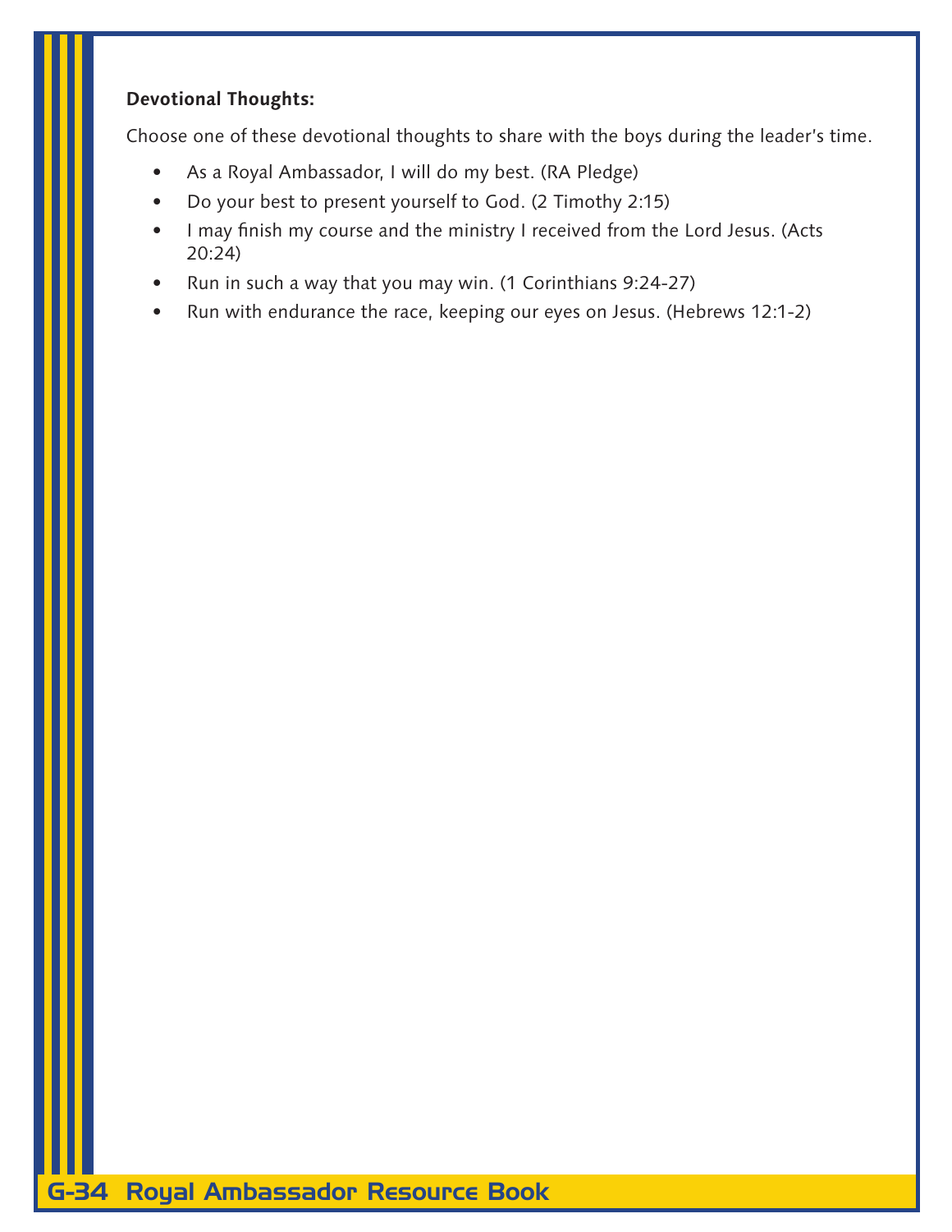**Devotional Thoughts:**

Choose one of these devotional thoughts to share with the boys during the leader's time.

- As a Royal Ambassador, I will do my best. (RA Pledge)
- Do your best to present yourself to God. (2 Timothy 2:15)
- I may finish my course and the ministry I received from the Lord Jesus. (Acts 20:24)
- Run in such a way that you may win. (1 Corinthians 9:24-27)
- Run with endurance the race, keeping our eyes on Jesus. (Hebrews 12:1-2)